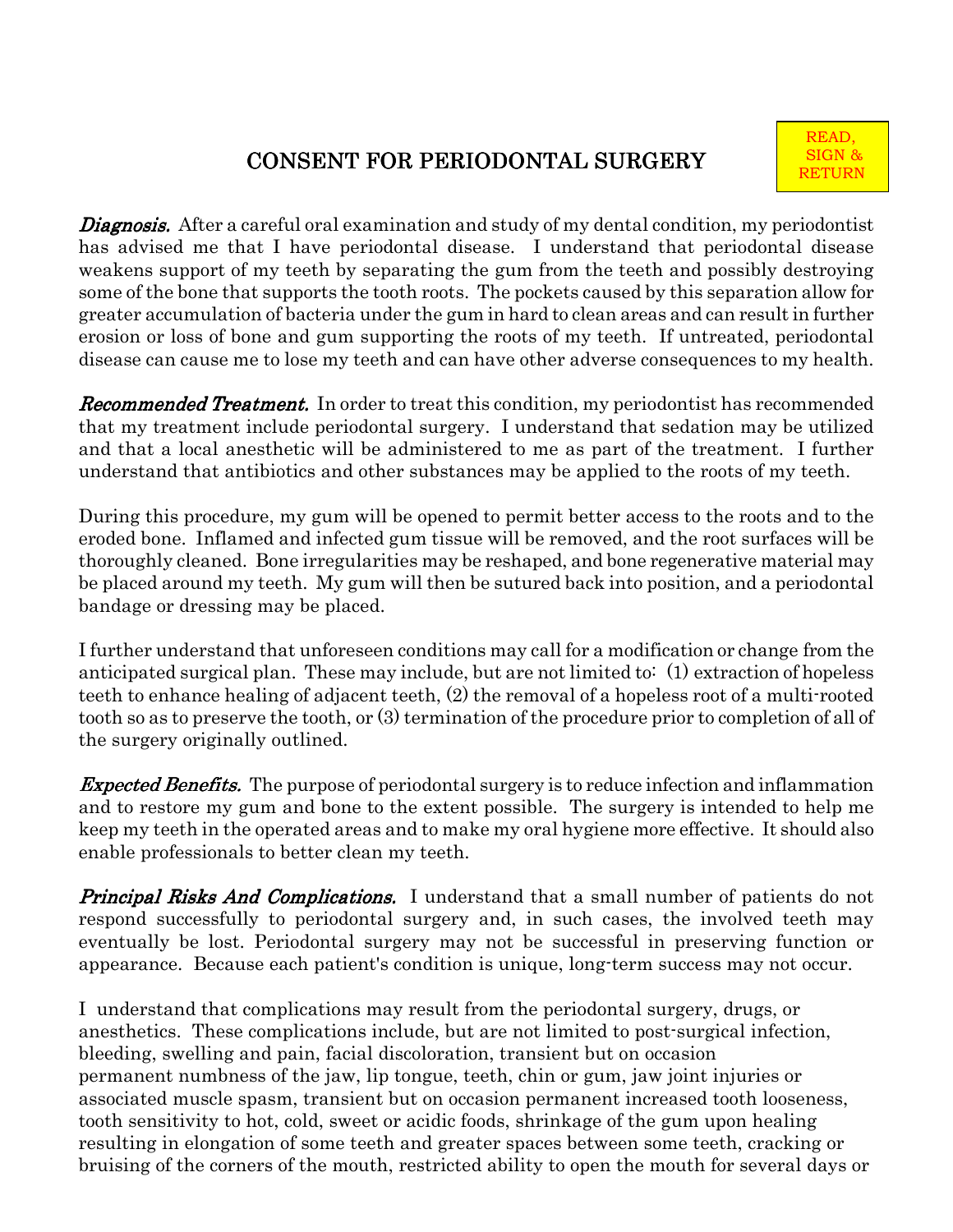# CONSENT FOR PERIODONTAL SURGERY

READ, SIGN & RETURN

***Diagnosis.*** After a careful oral examination and study of my dental condition, my periodontist has advised me that I have periodontal disease. I understand that periodontal disease weakens support of my teeth by separating the gum from the teeth and possibly destroying some of the bone that supports the tooth roots. The pockets caused by this separation allow for greater accumulation of bacteria under the gum in hard to clean areas and can result in further erosion or loss of bone and gum supporting the roots of my teeth. If untreated, periodontal disease can cause me to lose my teeth and can have other adverse consequences to my health.

***Recommended Treatment.*** In order to treat this condition, my periodontist has recommended that my treatment include periodontal surgery. I understand that sedation may be utilized and that a local anesthetic will be administered to me as part of the treatment. I further understand that antibiotics and other substances may be applied to the roots of my teeth.

During this procedure, my gum will be opened to permit better access to the roots and to the eroded bone. Inflamed and infected gum tissue will be removed, and the root surfaces will be thoroughly cleaned. Bone irregularities may be reshaped, and bone regenerative material may be placed around my teeth. My gum will then be sutured back into position, and a periodontal bandage or dressing may be placed.

I further understand that unforeseen conditions may call for a modification or change from the anticipated surgical plan. These may include, but are not limited to: (1) extraction of hopeless teeth to enhance healing of adjacent teeth, (2) the removal of a hopeless root of a multi-rooted tooth so as to preserve the tooth, or (3) termination of the procedure prior to completion of all of the surgery originally outlined.

***Expected Benefits.*** The purpose of periodontal surgery is to reduce infection and inflammation and to restore my gum and bone to the extent possible. The surgery is intended to help me keep my teeth in the operated areas and to make my oral hygiene more effective. It should also enable professionals to better clean my teeth.

***Principal Risks And Complications.*** I understand that a small number of patients do not respond successfully to periodontal surgery and, in such cases, the involved teeth may eventually be lost. Periodontal surgery may not be successful in preserving function or appearance. Because each patient's condition is unique, long-term success may not occur.

I understand that complications may result from the periodontal surgery, drugs, or anesthetics. These complications include, but are not limited to post-surgical infection, bleeding, swelling and pain, facial discoloration, transient but on occasion permanent numbness of the jaw, lip tongue, teeth, chin or gum, jaw joint injuries or associated muscle spasm, transient but on occasion permanent increased tooth looseness, tooth sensitivity to hot, cold, sweet or acidic foods, shrinkage of the gum upon healing resulting in elongation of some teeth and greater spaces between some teeth, cracking or bruising of the corners of the mouth, restricted ability to open the mouth for several days or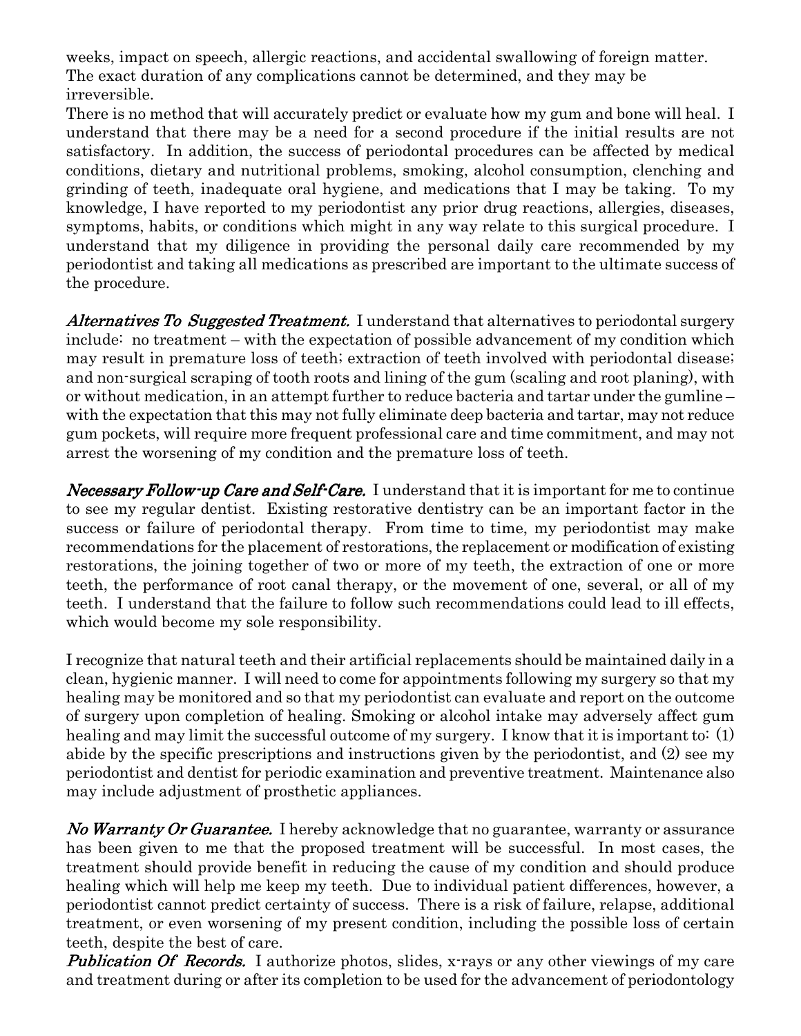weeks, impact on speech, allergic reactions, and accidental swallowing of foreign matter. The exact duration of any complications cannot be determined, and they may be irreversible.

There is no method that will accurately predict or evaluate how my gum and bone will heal. I understand that there may be a need for a second procedure if the initial results are not satisfactory. In addition, the success of periodontal procedures can be affected by medical conditions, dietary and nutritional problems, smoking, alcohol consumption, clenching and grinding of teeth, inadequate oral hygiene, and medications that I may be taking. To my knowledge, I have reported to my periodontist any prior drug reactions, allergies, diseases, symptoms, habits, or conditions which might in any way relate to this surgical procedure. I understand that my diligence in providing the personal daily care recommended by my periodontist and taking all medications as prescribed are important to the ultimate success of the procedure.

***Alternatives To Suggested Treatment.*** I understand that alternatives to periodontal surgery include: no treatment – with the expectation of possible advancement of my condition which may result in premature loss of teeth; extraction of teeth involved with periodontal disease; and non-surgical scraping of tooth roots and lining of the gum (scaling and root planing), with or without medication, in an attempt further to reduce bacteria and tartar under the gumline – with the expectation that this may not fully eliminate deep bacteria and tartar, may not reduce gum pockets, will require more frequent professional care and time commitment, and may not arrest the worsening of my condition and the premature loss of teeth.

***Necessary Follow-up Care and Self-Care.*** I understand that it is important for me to continue to see my regular dentist. Existing restorative dentistry can be an important factor in the success or failure of periodontal therapy. From time to time, my periodontist may make recommendations for the placement of restorations, the replacement or modification of existing restorations, the joining together of two or more of my teeth, the extraction of one or more teeth, the performance of root canal therapy, or the movement of one, several, or all of my teeth. I understand that the failure to follow such recommendations could lead to ill effects, which would become my sole responsibility.

I recognize that natural teeth and their artificial replacements should be maintained daily in a clean, hygienic manner. I will need to come for appointments following my surgery so that my healing may be monitored and so that my periodontist can evaluate and report on the outcome of surgery upon completion of healing. Smoking or alcohol intake may adversely affect gum healing and may limit the successful outcome of my surgery. I know that it is important to: (1) abide by the specific prescriptions and instructions given by the periodontist, and (2) see my periodontist and dentist for periodic examination and preventive treatment. Maintenance also may include adjustment of prosthetic appliances.

***No Warranty Or Guarantee.*** I hereby acknowledge that no guarantee, warranty or assurance has been given to me that the proposed treatment will be successful. In most cases, the treatment should provide benefit in reducing the cause of my condition and should produce healing which will help me keep my teeth. Due to individual patient differences, however, a periodontist cannot predict certainty of success. There is a risk of failure, relapse, additional treatment, or even worsening of my present condition, including the possible loss of certain teeth, despite the best of care.

***Publication Of Records.*** I authorize photos, slides, x-rays or any other viewings of my care and treatment during or after its completion to be used for the advancement of periodontology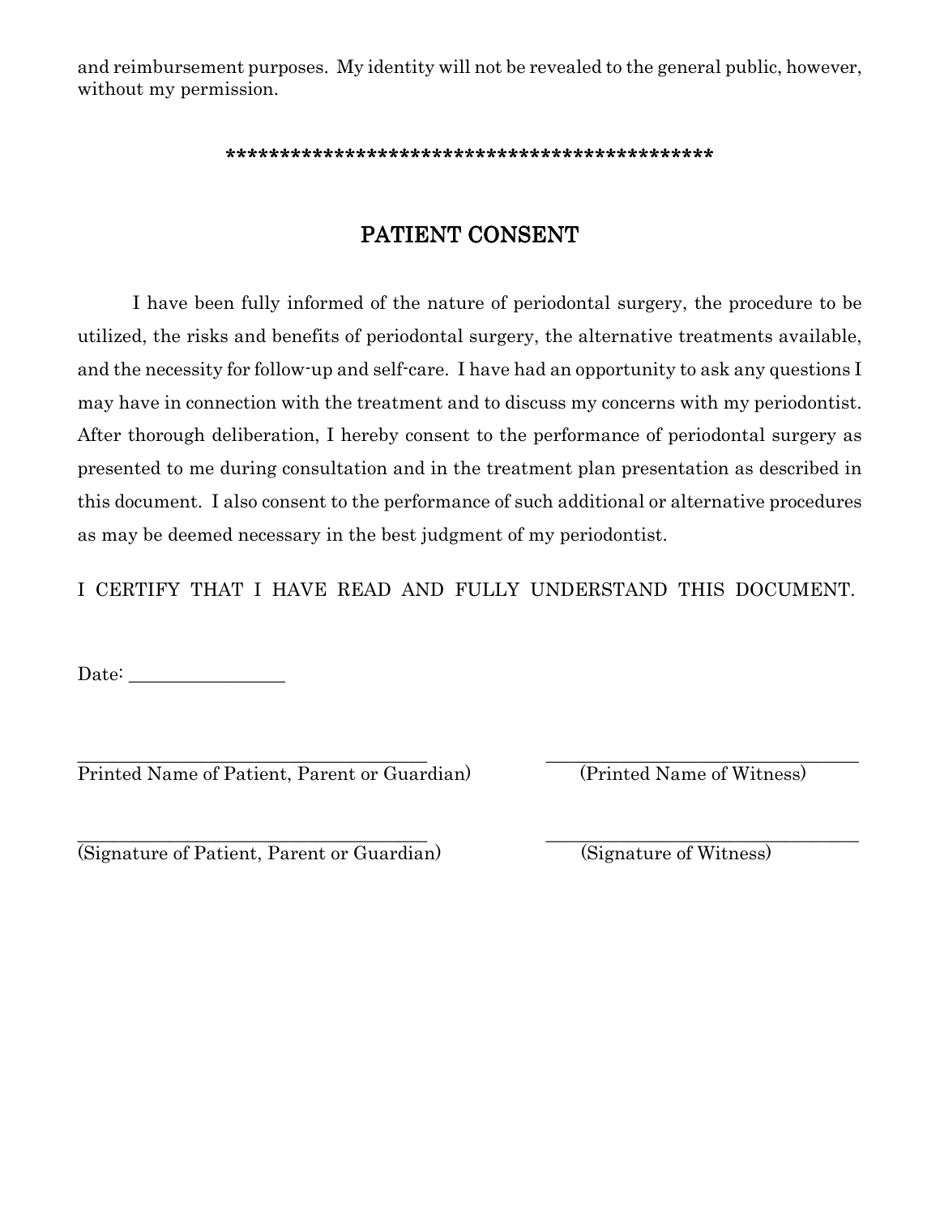and reimbursement purposes. My identity will not be revealed to the general public, however, without my permission.

*********************************************

## PATIENT CONSENT

I have been fully informed of the nature of periodontal surgery, the procedure to be utilized, the risks and benefits of periodontal surgery, the alternative treatments available, and the necessity for follow-up and self-care. I have had an opportunity to ask any questions I may have in connection with the treatment and to discuss my concerns with my periodontist. After thorough deliberation, I hereby consent to the performance of periodontal surgery as presented to me during consultation and in the treatment plan presentation as described in this document. I also consent to the performance of such additional or alternative procedures as may be deemed necessary in the best judgment of my periodontist.

I CERTIFY THAT I HAVE READ AND FULLY UNDERSTAND THIS DOCUMENT.

Date: ________________

______________________________________ Printed Name of Patient, Parent or Guardian)

______________________________________ (Printed Name of Witness)

______________________________________ (Signature of Patient, Parent or Guardian)

______________________________________ (Signature of Witness)